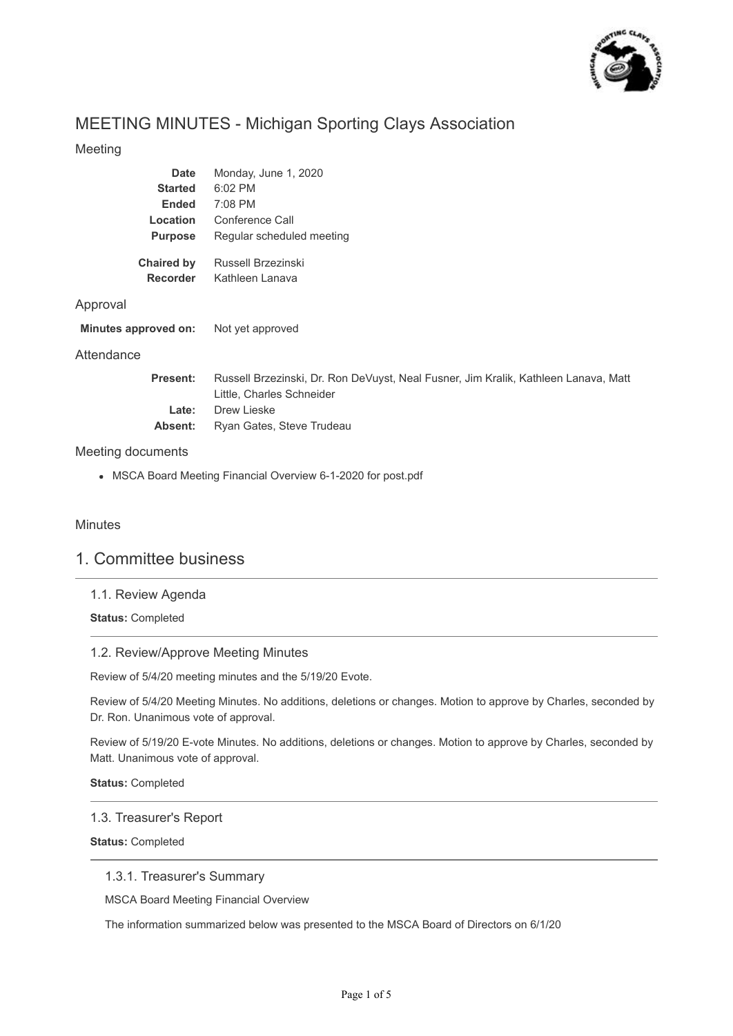# MEETING MINUTES - Michigan Sporting Clays Association

## Meeting

| | |
|---|---|
| **Date** | Monday, June 1, 2020 |
| **Started** | 6:02 PM |
| **Ended** | 7:08 PM |
| **Location** | Conference Call |
| **Purpose** | Regular scheduled meeting |
| **Chaired by** | Russell Brzezinski |
| **Recorder** | Kathleen Lanava |

## Approval

**Minutes approved on:** Not yet approved

## Attendance

**Present:** Russell Brzezinski, Dr. Ron DeVuyst, Neal Fusner, Jim Kralik, Kathleen Lanava, Matt Little, Charles Schneider

**Late:** Drew Lieske

**Absent:** Ryan Gates, Steve Trudeau

## Meeting documents

- MSCA Board Meeting Financial Overview 6-1-2020 for post.pdf

## Minutes

# 1. Committee business

### 1.1. Review Agenda

**Status:** Completed

### 1.2. Review/Approve Meeting Minutes

Review of 5/4/20 meeting minutes and the 5/19/20 Evote.

Review of 5/4/20 Meeting Minutes. No additions, deletions or changes. Motion to approve by Charles, seconded by Dr. Ron. Unanimous vote of approval.

Review of 5/19/20 E-vote Minutes. No additions, deletions or changes. Motion to approve by Charles, seconded by Matt. Unanimous vote of approval.

**Status:** Completed

### 1.3. Treasurer's Report

**Status:** Completed

#### 1.3.1. Treasurer's Summary

MSCA Board Meeting Financial Overview

The information summarized below was presented to the MSCA Board of Directors on 6/1/20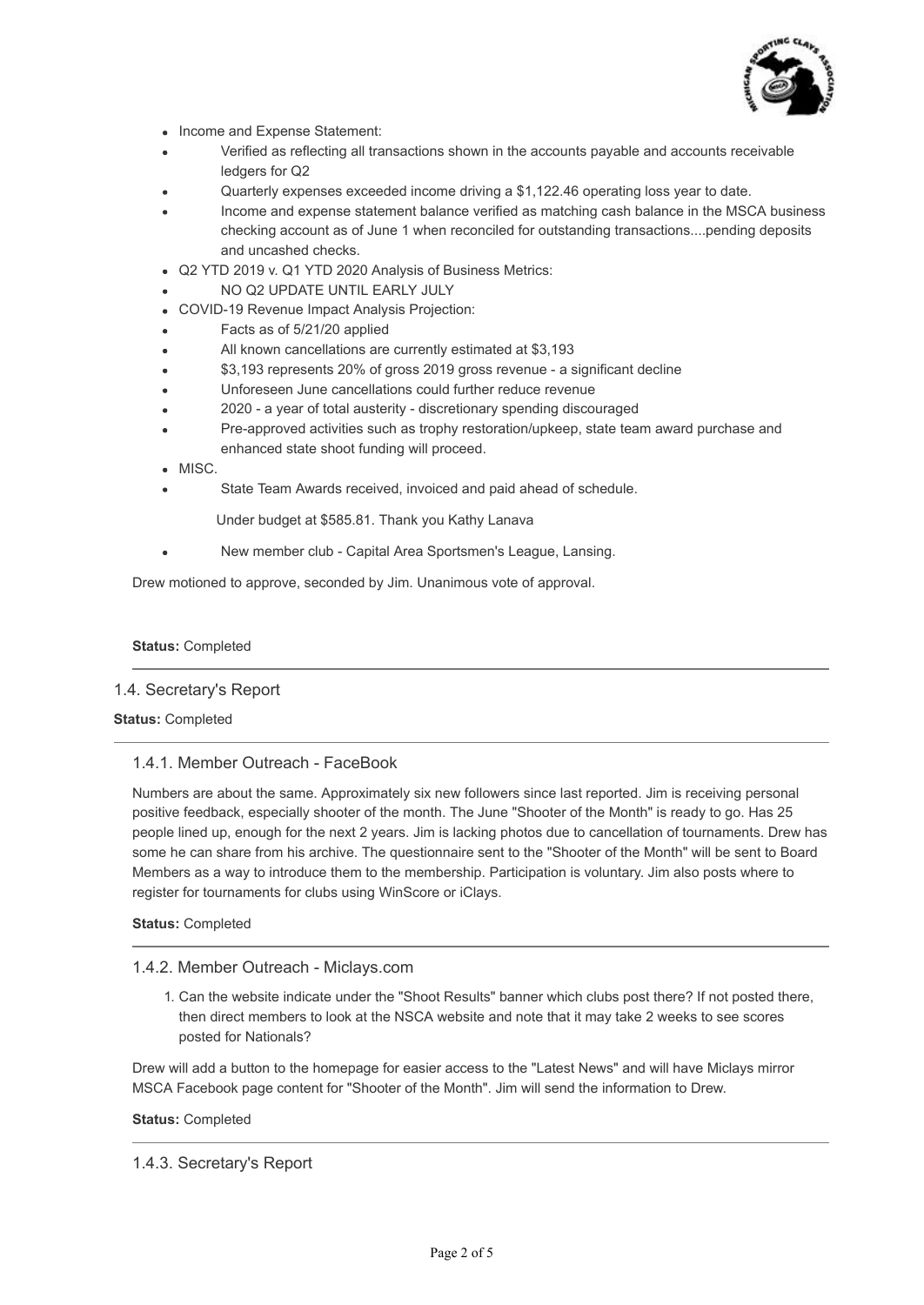- Income and Expense Statement:
    - Verified as reflecting all transactions shown in the accounts payable and accounts receivable ledgers for Q2
    - Quarterly expenses exceeded income driving a $1,122.46 operating loss year to date.
    - Income and expense statement balance verified as matching cash balance in the MSCA business checking account as of June 1 when reconciled for outstanding transactions....pending deposits and uncashed checks.
- Q2 YTD 2019 v. Q1 YTD 2020 Analysis of Business Metrics:
    - NO Q2 UPDATE UNTIL EARLY JULY
- COVID-19 Revenue Impact Analysis Projection:
    - Facts as of 5/21/20 applied
    - All known cancellations are currently estimated at $3,193
    - $3,193 represents 20% of gross 2019 gross revenue - a significant decline
    - Unforeseen June cancellations could further reduce revenue
    - 2020 - a year of total austerity - discretionary spending discouraged
    - Pre-approved activities such as trophy restoration/upkeep, state team award purchase and enhanced state shoot funding will proceed.
- MISC.
    - State Team Awards received, invoiced and paid ahead of schedule.

      Under budget at $585.81. Thank you Kathy Lanava

    - New member club - Capital Area Sportsmen's League, Lansing.

Drew motioned to approve, seconded by Jim. Unanimous vote of approval.

**Status:** Completed

## 1.4. Secretary's Report

**Status:** Completed

### 1.4.1. Member Outreach - FaceBook

Numbers are about the same. Approximately six new followers since last reported. Jim is receiving personal positive feedback, especially shooter of the month. The June "Shooter of the Month" is ready to go. Has 25 people lined up, enough for the next 2 years. Jim is lacking photos due to cancellation of tournaments. Drew has some he can share from his archive. The questionnaire sent to the "Shooter of the Month" will be sent to Board Members as a way to introduce them to the membership. Participation is voluntary. Jim also posts where to register for tournaments for clubs using WinScore or iClays.

**Status:** Completed

### 1.4.2. Member Outreach - Miclays.com

1. Can the website indicate under the "Shoot Results" banner which clubs post there? If not posted there, then direct members to look at the NSCA website and note that it may take 2 weeks to see scores posted for Nationals?

Drew will add a button to the homepage for easier access to the "Latest News" and will have Miclays mirror MSCA Facebook page content for "Shooter of the Month". Jim will send the information to Drew.

**Status:** Completed

### 1.4.3. Secretary's Report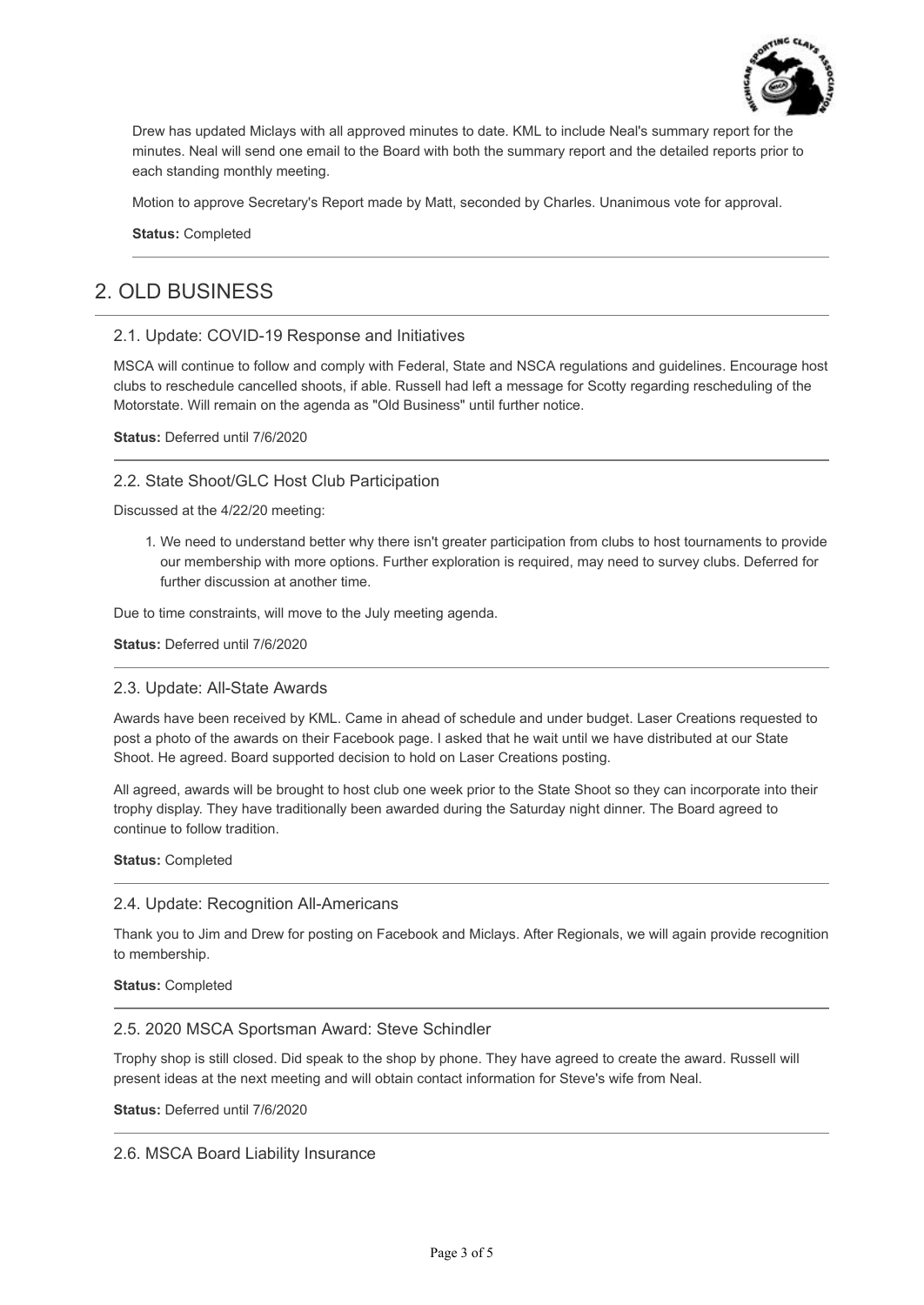Drew has updated Miclays with all approved minutes to date. KML to include Neal's summary report for the minutes. Neal will send one email to the Board with both the summary report and the detailed reports prior to each standing monthly meeting.

Motion to approve Secretary's Report made by Matt, seconded by Charles. Unanimous vote for approval.

**Status:** Completed

---

# 2. OLD BUSINESS

## 2.1. Update: COVID-19 Response and Initiatives

MSCA will continue to follow and comply with Federal, State and NSCA regulations and guidelines. Encourage host clubs to reschedule cancelled shoots, if able. Russell had left a message for Scotty regarding rescheduling of the Motorstate. Will remain on the agenda as "Old Business" until further notice.

**Status:** Deferred until 7/6/2020

---

## 2.2. State Shoot/GLC Host Club Participation

Discussed at the 4/22/20 meeting:

1. We need to understand better why there isn't greater participation from clubs to host tournaments to provide our membership with more options. Further exploration is required, may need to survey clubs. Deferred for further discussion at another time.

Due to time constraints, will move to the July meeting agenda.

**Status:** Deferred until 7/6/2020

---

## 2.3. Update: All-State Awards

Awards have been received by KML. Came in ahead of schedule and under budget. Laser Creations requested to post a photo of the awards on their Facebook page. I asked that he wait until we have distributed at our State Shoot. He agreed. Board supported decision to hold on Laser Creations posting.

All agreed, awards will be brought to host club one week prior to the State Shoot so they can incorporate into their trophy display. They have traditionally been awarded during the Saturday night dinner. The Board agreed to continue to follow tradition.

**Status:** Completed

---

## 2.4. Update: Recognition All-Americans

Thank you to Jim and Drew for posting on Facebook and Miclays. After Regionals, we will again provide recognition to membership.

**Status:** Completed

---

## 2.5. 2020 MSCA Sportsman Award: Steve Schindler

Trophy shop is still closed. Did speak to the shop by phone. They have agreed to create the award. Russell will present ideas at the next meeting and will obtain contact information for Steve's wife from Neal.

**Status:** Deferred until 7/6/2020

---

## 2.6. MSCA Board Liability Insurance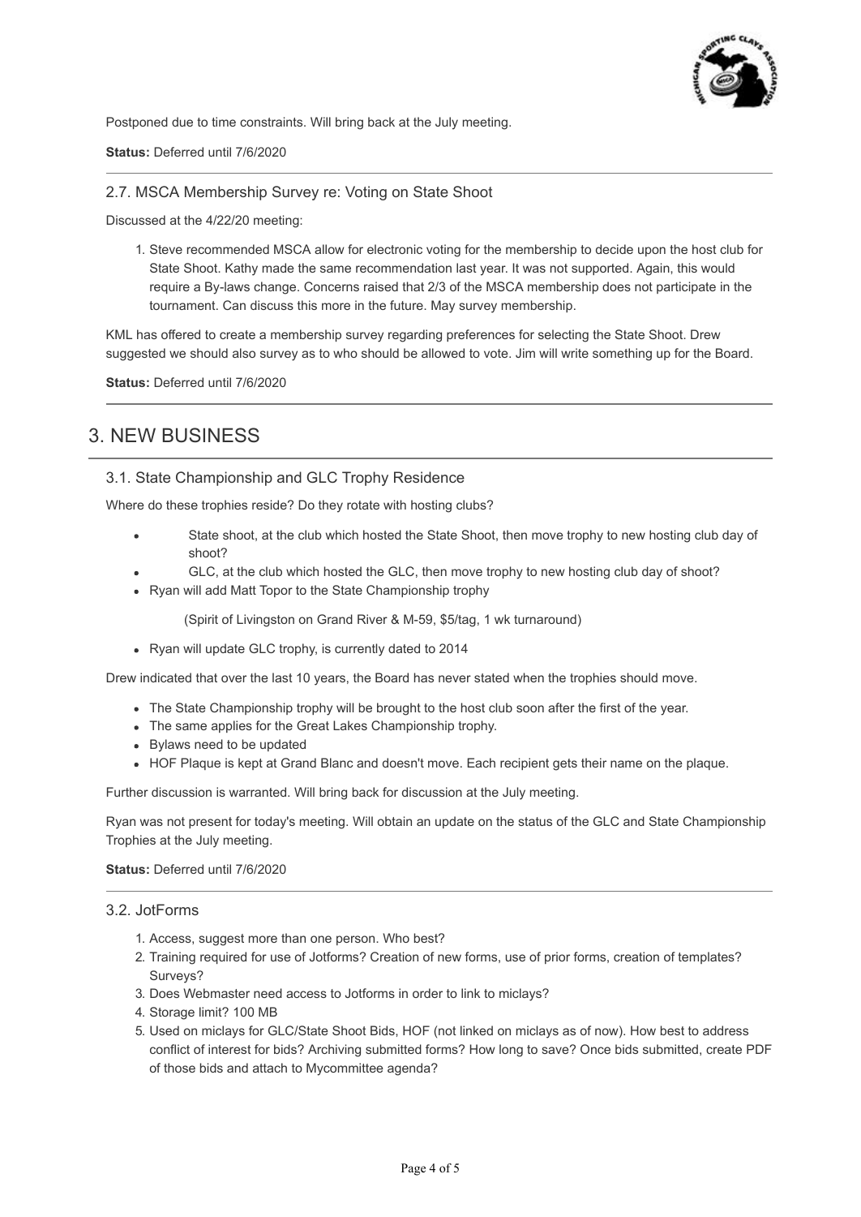Postponed due to time constraints. Will bring back at the July meeting.

**Status:** Deferred until 7/6/2020

---

### 2.7. MSCA Membership Survey re: Voting on State Shoot

Discussed at the 4/22/20 meeting:

1. Steve recommended MSCA allow for electronic voting for the membership to decide upon the host club for State Shoot. Kathy made the same recommendation last year. It was not supported. Again, this would require a By-laws change. Concerns raised that 2/3 of the MSCA membership does not participate in the tournament. Can discuss this more in the future. May survey membership.

KML has offered to create a membership survey regarding preferences for selecting the State Shoot. Drew suggested we should also survey as to who should be allowed to vote. Jim will write something up for the Board.

**Status:** Deferred until 7/6/2020

---

## 3. NEW BUSINESS

### 3.1. State Championship and GLC Trophy Residence

Where do these trophies reside? Do they rotate with hosting clubs?

- State shoot, at the club which hosted the State Shoot, then move trophy to new hosting club day of shoot?
- GLC, at the club which hosted the GLC, then move trophy to new hosting club day of shoot?
- Ryan will add Matt Topor to the State Championship trophy

  (Spirit of Livingston on Grand River & M-59, $5/tag, 1 wk turnaround)

- Ryan will update GLC trophy, is currently dated to 2014

Drew indicated that over the last 10 years, the Board has never stated when the trophies should move.

- The State Championship trophy will be brought to the host club soon after the first of the year.
- The same applies for the Great Lakes Championship trophy.
- Bylaws need to be updated
- HOF Plaque is kept at Grand Blanc and doesn't move. Each recipient gets their name on the plaque.

Further discussion is warranted. Will bring back for discussion at the July meeting.

Ryan was not present for today's meeting. Will obtain an update on the status of the GLC and State Championship Trophies at the July meeting.

**Status:** Deferred until 7/6/2020

---

### 3.2. JotForms

1. Access, suggest more than one person. Who best?
2. Training required for use of Jotforms? Creation of new forms, use of prior forms, creation of templates? Surveys?
3. Does Webmaster need access to Jotforms in order to link to miclays?
4. Storage limit? 100 MB
5. Used on miclays for GLC/State Shoot Bids, HOF (not linked on miclays as of now). How best to address conflict of interest for bids? Archiving submitted forms? How long to save? Once bids submitted, create PDF of those bids and attach to Mycommittee agenda?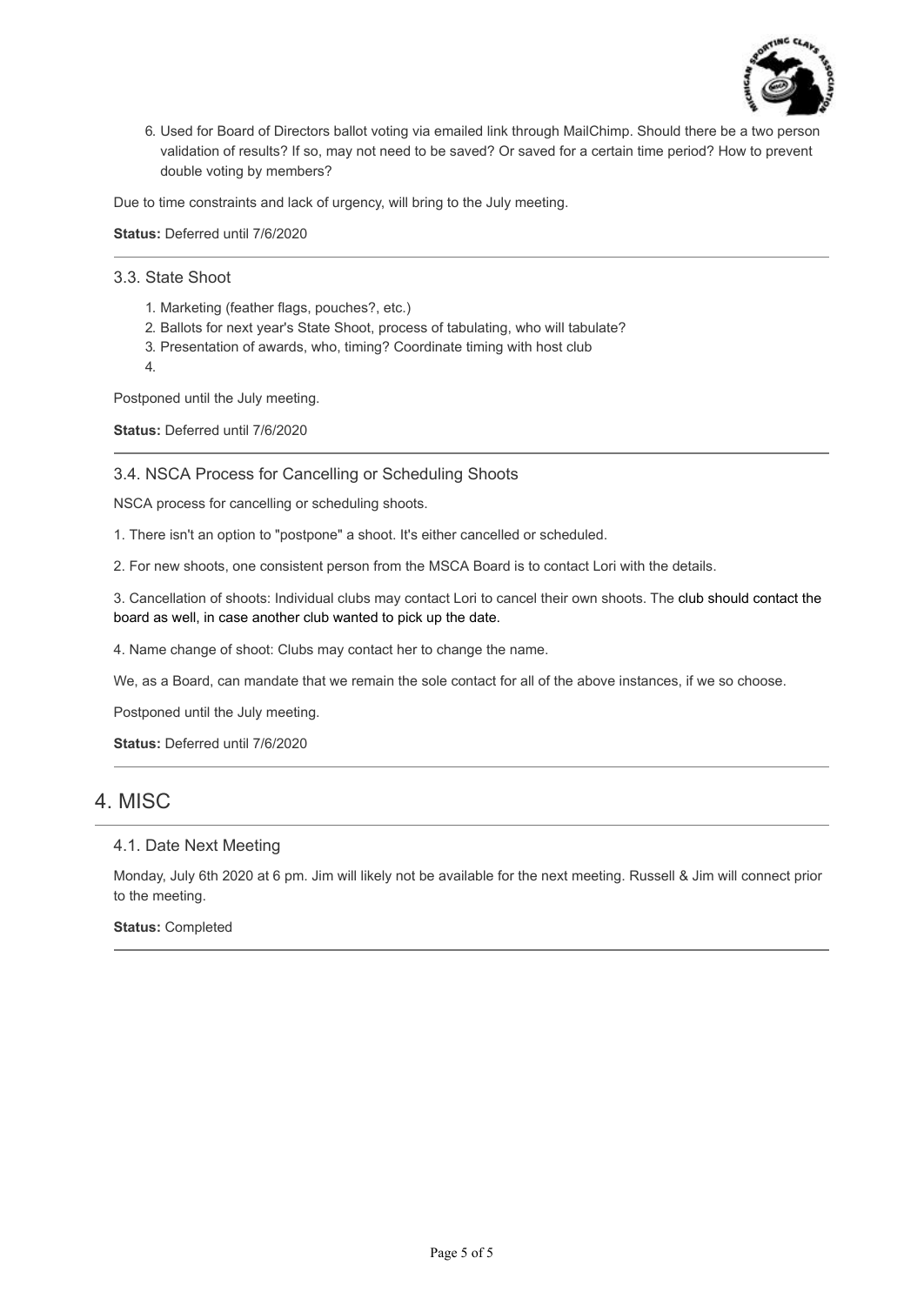6. Used for Board of Directors ballot voting via emailed link through MailChimp. Should there be a two person validation of results? If so, may not need to be saved? Or saved for a certain time period? How to prevent double voting by members?

Due to time constraints and lack of urgency, will bring to the July meeting.

**Status:** Deferred until 7/6/2020

---

### 3.3. State Shoot

1. Marketing (feather flags, pouches?, etc.)
2. Ballots for next year's State Shoot, process of tabulating, who will tabulate?
3. Presentation of awards, who, timing? Coordinate timing with host club
4.

Postponed until the July meeting.

**Status:** Deferred until 7/6/2020

---

### 3.4. NSCA Process for Cancelling or Scheduling Shoots

NSCA process for cancelling or scheduling shoots.

1. There isn't an option to "postpone" a shoot. It's either cancelled or scheduled.

2. For new shoots, one consistent person from the MSCA Board is to contact Lori with the details.

3. Cancellation of shoots: Individual clubs may contact Lori to cancel their own shoots. The club should contact the board as well, in case another club wanted to pick up the date.

4. Name change of shoot: Clubs may contact her to change the name.

We, as a Board, can mandate that we remain the sole contact for all of the above instances, if we so choose.

Postponed until the July meeting.

**Status:** Deferred until 7/6/2020

---

## 4. MISC

### 4.1. Date Next Meeting

Monday, July 6th 2020 at 6 pm. Jim will likely not be available for the next meeting. Russell & Jim will connect prior to the meeting.

**Status:** Completed